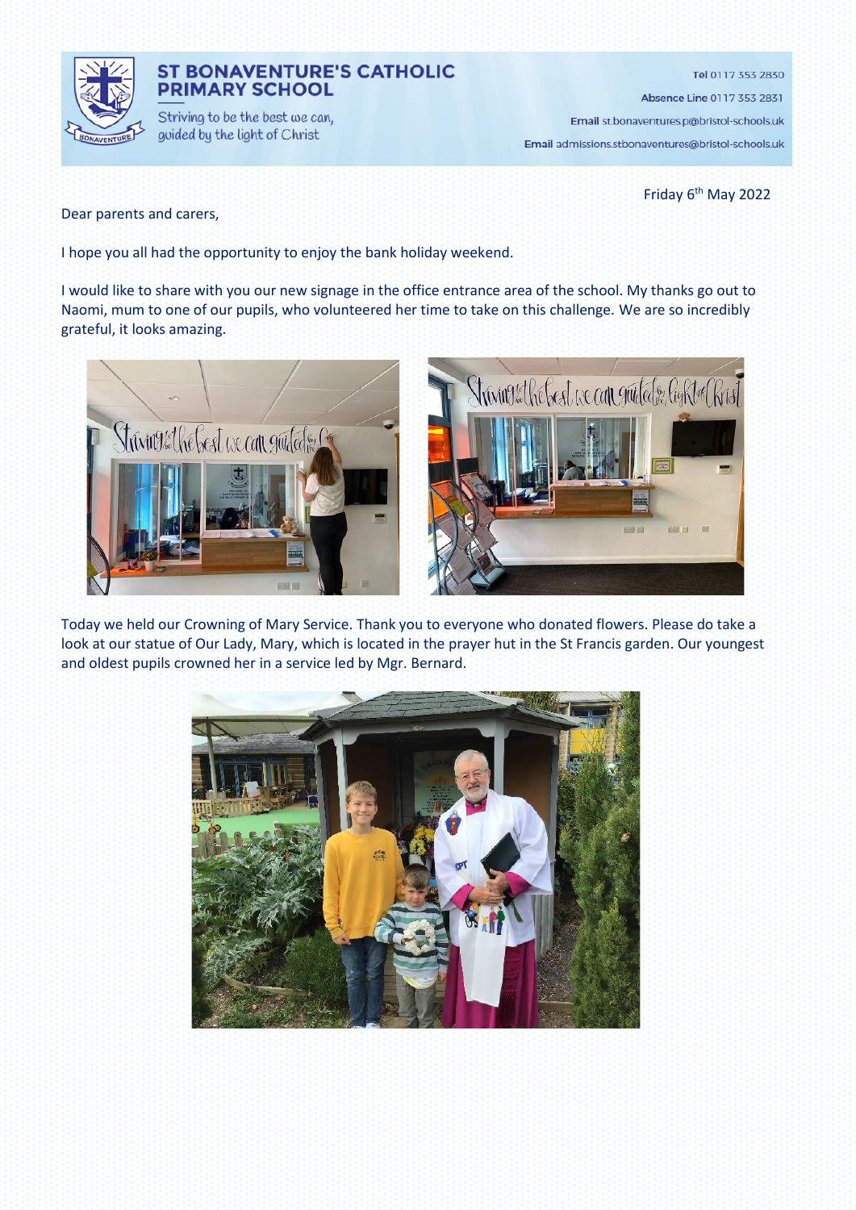# ST BONAVENTURE'S CATHOLIC PRIMARY SCHOOL

Striving to be the best we can, guided by the light of Christ

**Tel** 0117 353 2830

**Absence Line** 0117 353 2831

**Email** st.bonaventures.p@bristol-schools.uk

**Email** admissions.stbonaventures@bristol-schools.uk

Friday 6th May 2022

Dear parents and carers,

I hope you all had the opportunity to enjoy the bank holiday weekend.

I would like to share with you our new signage in the office entrance area of the school. My thanks go out to Naomi, mum to one of our pupils, who volunteered her time to take on this challenge. We are so incredibly grateful, it looks amazing.

Today we held our Crowning of Mary Service. Thank you to everyone who donated flowers. Please do take a look at our statue of Our Lady, Mary, which is located in the prayer hut in the St Francis garden. Our youngest and oldest pupils crowned her in a service led by Mgr. Bernard.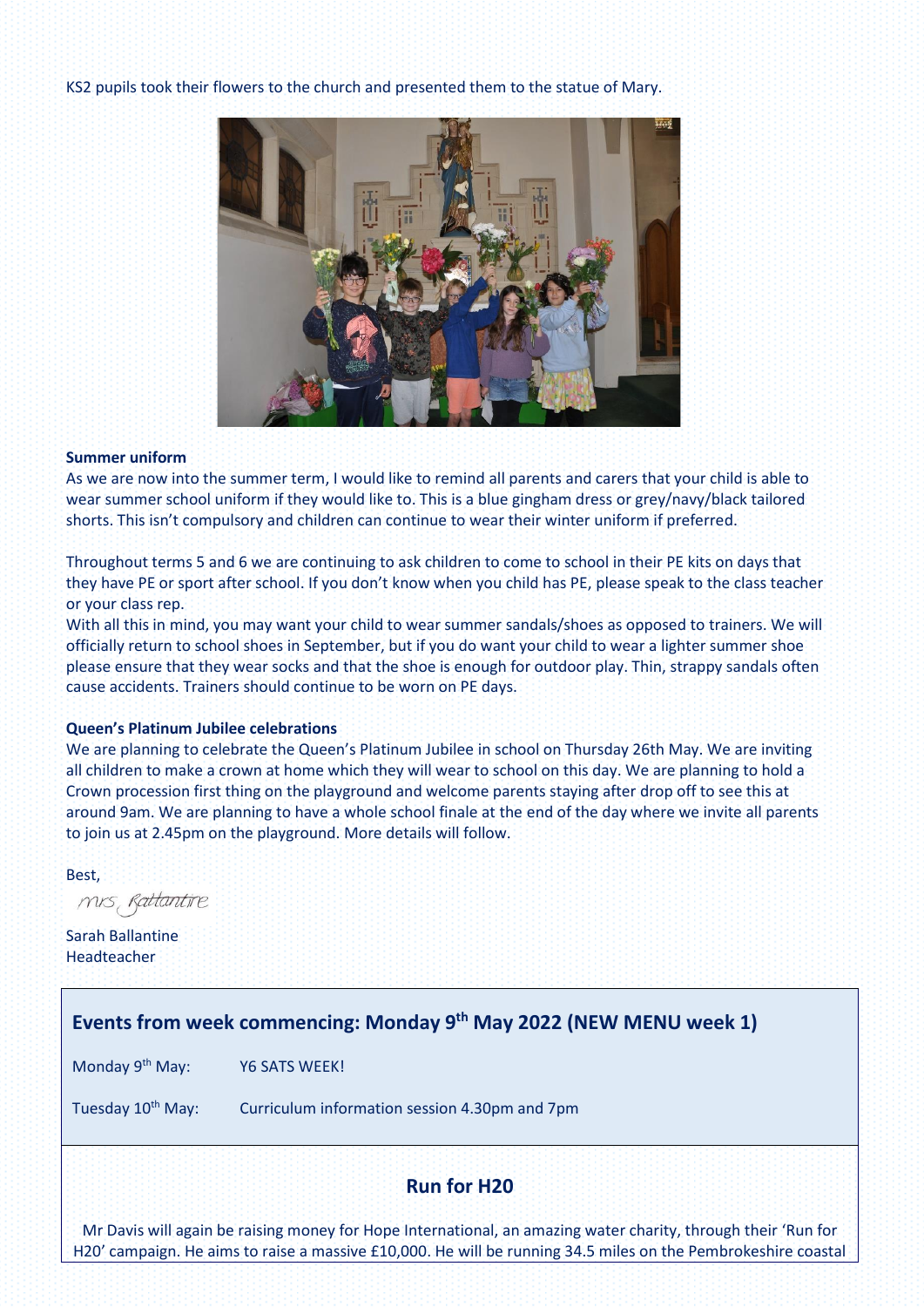KS2 pupils took their flowers to the church and presented them to the statue of Mary.

**Summer uniform**

As we are now into the summer term, I would like to remind all parents and carers that your child is able to wear summer school uniform if they would like to. This is a blue gingham dress or grey/navy/black tailored shorts. This isn't compulsory and children can continue to wear their winter uniform if preferred.

Throughout terms 5 and 6 we are continuing to ask children to come to school in their PE kits on days that they have PE or sport after school. If you don't know when you child has PE, please speak to the class teacher or your class rep.

With all this in mind, you may want your child to wear summer sandals/shoes as opposed to trainers. We will officially return to school shoes in September, but if you do want your child to wear a lighter summer shoe please ensure that they wear socks and that the shoe is enough for outdoor play. Thin, strappy sandals often cause accidents. Trainers should continue to be worn on PE days.

**Queen's Platinum Jubilee celebrations**

We are planning to celebrate the Queen's Platinum Jubilee in school on Thursday 26th May. We are inviting all children to make a crown at home which they will wear to school on this day. We are planning to hold a Crown procession first thing on the playground and welcome parents staying after drop off to see this at around 9am. We are planning to have a whole school finale at the end of the day where we invite all parents to join us at 2.45pm on the playground. More details will follow.

Best,

Mrs Ballantine

Sarah Ballantine
Headteacher

## Events from week commencing: Monday 9th May 2022 (NEW MENU week 1)

Monday 9th May: Y6 SATS WEEK!

Tuesday 10th May: Curriculum information session 4.30pm and 7pm

## Run for H20

Mr Davis will again be raising money for Hope International, an amazing water charity, through their 'Run for H20' campaign. He aims to raise a massive £10,000. He will be running 34.5 miles on the Pembrokeshire coastal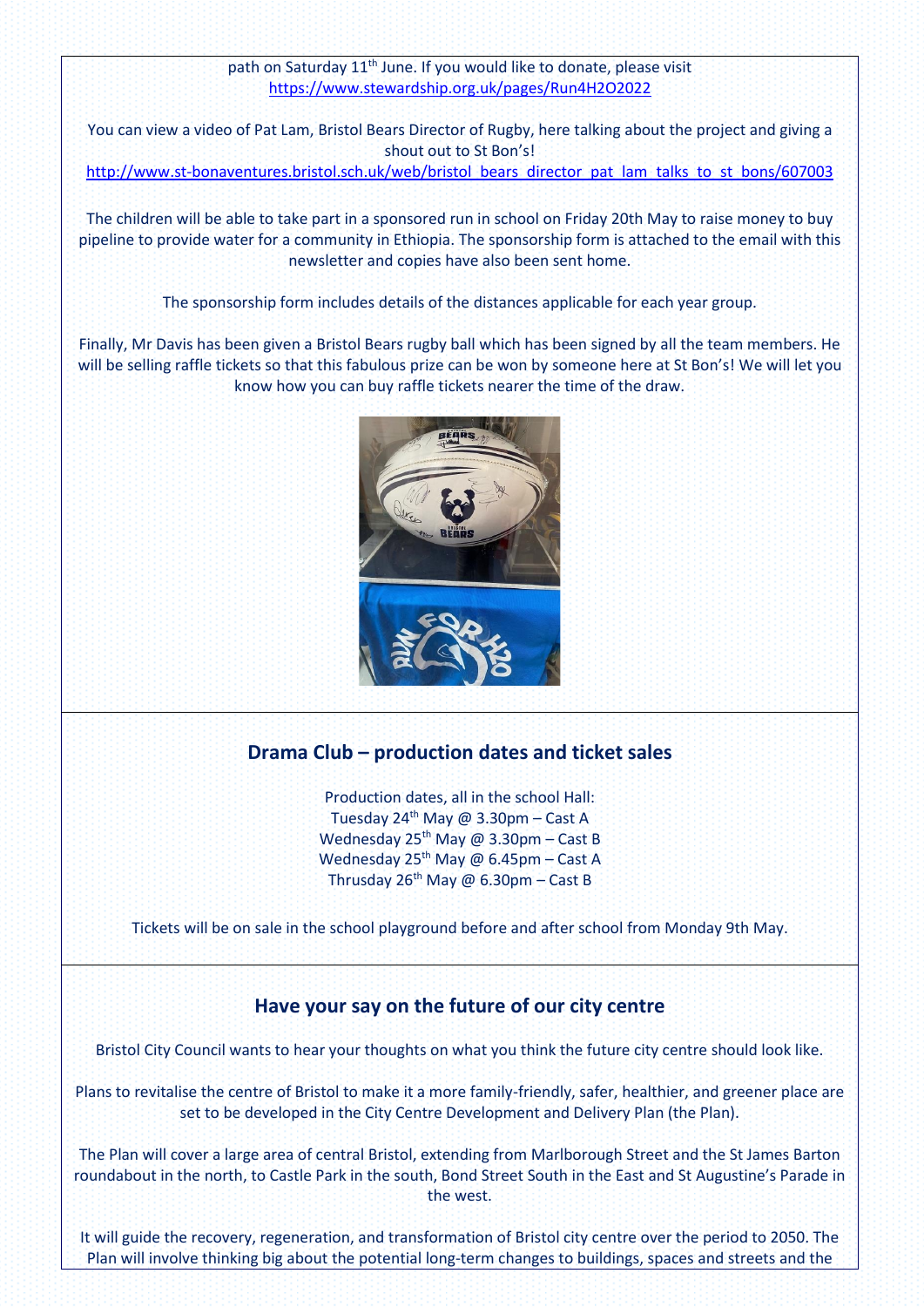path on Saturday 11th June. If you would like to donate, please visit https://www.stewardship.org.uk/pages/Run4H2O2022

You can view a video of Pat Lam, Bristol Bears Director of Rugby, here talking about the project and giving a shout out to St Bon's!
http://www.st-bonaventures.bristol.sch.uk/web/bristol_bears_director_pat_lam_talks_to_st_bons/607003

The children will be able to take part in a sponsored run in school on Friday 20th May to raise money to buy pipeline to provide water for a community in Ethiopia. The sponsorship form is attached to the email with this newsletter and copies have also been sent home.

The sponsorship form includes details of the distances applicable for each year group.

Finally, Mr Davis has been given a Bristol Bears rugby ball which has been signed by all the team members. He will be selling raffle tickets so that this fabulous prize can be won by someone here at St Bon's! We will let you know how you can buy raffle tickets nearer the time of the draw.

## Drama Club – production dates and ticket sales

Production dates, all in the school Hall:
Tuesday 24th May @ 3.30pm – Cast A
Wednesday 25th May @ 3.30pm – Cast B
Wednesday 25th May @ 6.45pm – Cast A
Thrusday 26th May @ 6.30pm – Cast B

Tickets will be on sale in the school playground before and after school from Monday 9th May.

## Have your say on the future of our city centre

Bristol City Council wants to hear your thoughts on what you think the future city centre should look like.

Plans to revitalise the centre of Bristol to make it a more family-friendly, safer, healthier, and greener place are set to be developed in the City Centre Development and Delivery Plan (the Plan).

The Plan will cover a large area of central Bristol, extending from Marlborough Street and the St James Barton roundabout in the north, to Castle Park in the south, Bond Street South in the East and St Augustine's Parade in the west.

It will guide the recovery, regeneration, and transformation of Bristol city centre over the period to 2050. The Plan will involve thinking big about the potential long-term changes to buildings, spaces and streets and the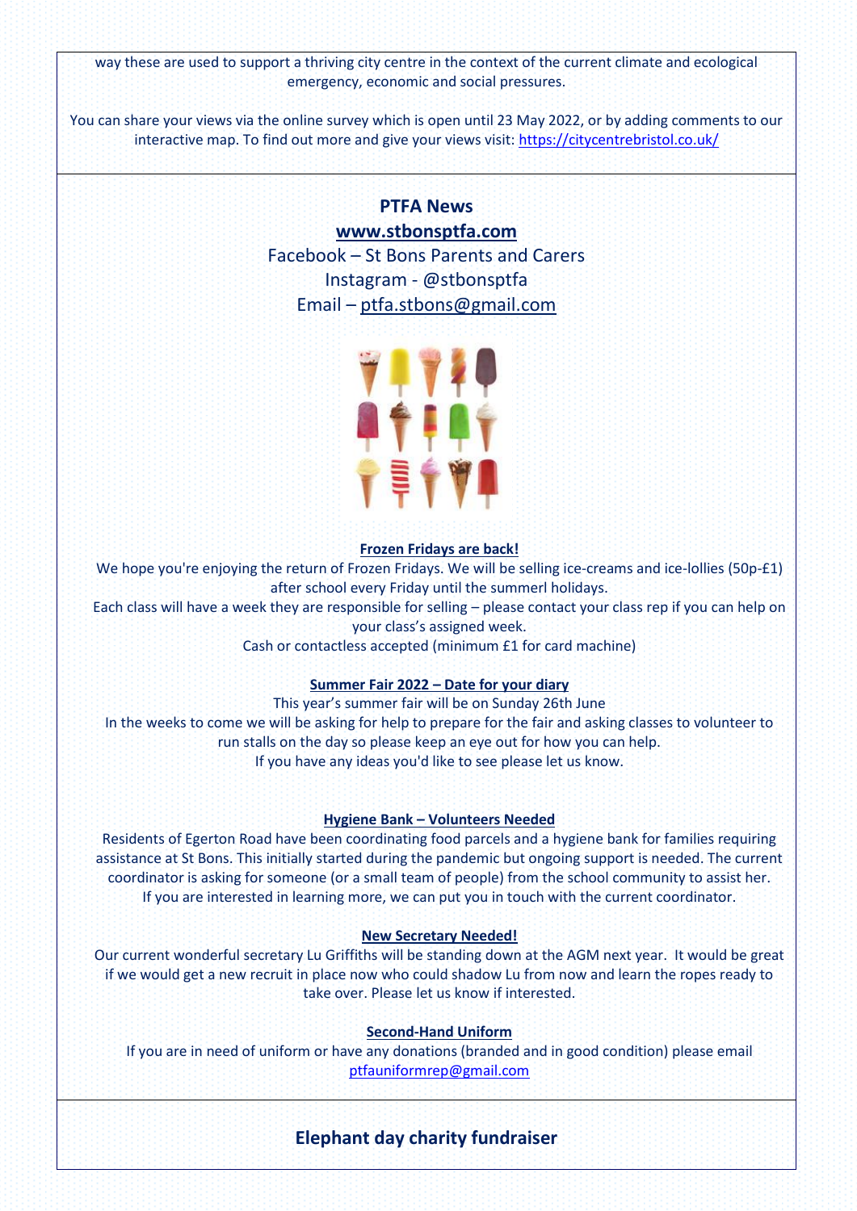way these are used to support a thriving city centre in the context of the current climate and ecological emergency, economic and social pressures.

You can share your views via the online survey which is open until 23 May 2022, or by adding comments to our interactive map. To find out more and give your views visit: https://citycentrebristol.co.uk/

## PTFA News

**www.stbonsptfa.com**

Facebook – St Bons Parents and Carers

Instagram - @stbonsptfa

Email – ptfa.stbons@gmail.com

**Frozen Fridays are back!**

We hope you're enjoying the return of Frozen Fridays. We will be selling ice-creams and ice-lollies (50p-£1) after school every Friday until the summerl holidays.

Each class will have a week they are responsible for selling – please contact your class rep if you can help on your class's assigned week.

Cash or contactless accepted (minimum £1 for card machine)

**Summer Fair 2022 – Date for your diary**

This year's summer fair will be on Sunday 26th June

In the weeks to come we will be asking for help to prepare for the fair and asking classes to volunteer to run stalls on the day so please keep an eye out for how you can help.

If you have any ideas you'd like to see please let us know.

**Hygiene Bank – Volunteers Needed**

Residents of Egerton Road have been coordinating food parcels and a hygiene bank for families requiring assistance at St Bons. This initially started during the pandemic but ongoing support is needed. The current coordinator is asking for someone (or a small team of people) from the school community to assist her. If you are interested in learning more, we can put you in touch with the current coordinator.

**New Secretary Needed!**

Our current wonderful secretary Lu Griffiths will be standing down at the AGM next year. It would be great if we would get a new recruit in place now who could shadow Lu from now and learn the ropes ready to take over. Please let us know if interested.

**Second-Hand Uniform**

If you are in need of uniform or have any donations (branded and in good condition) please email ptfauniformrep@gmail.com

## Elephant day charity fundraiser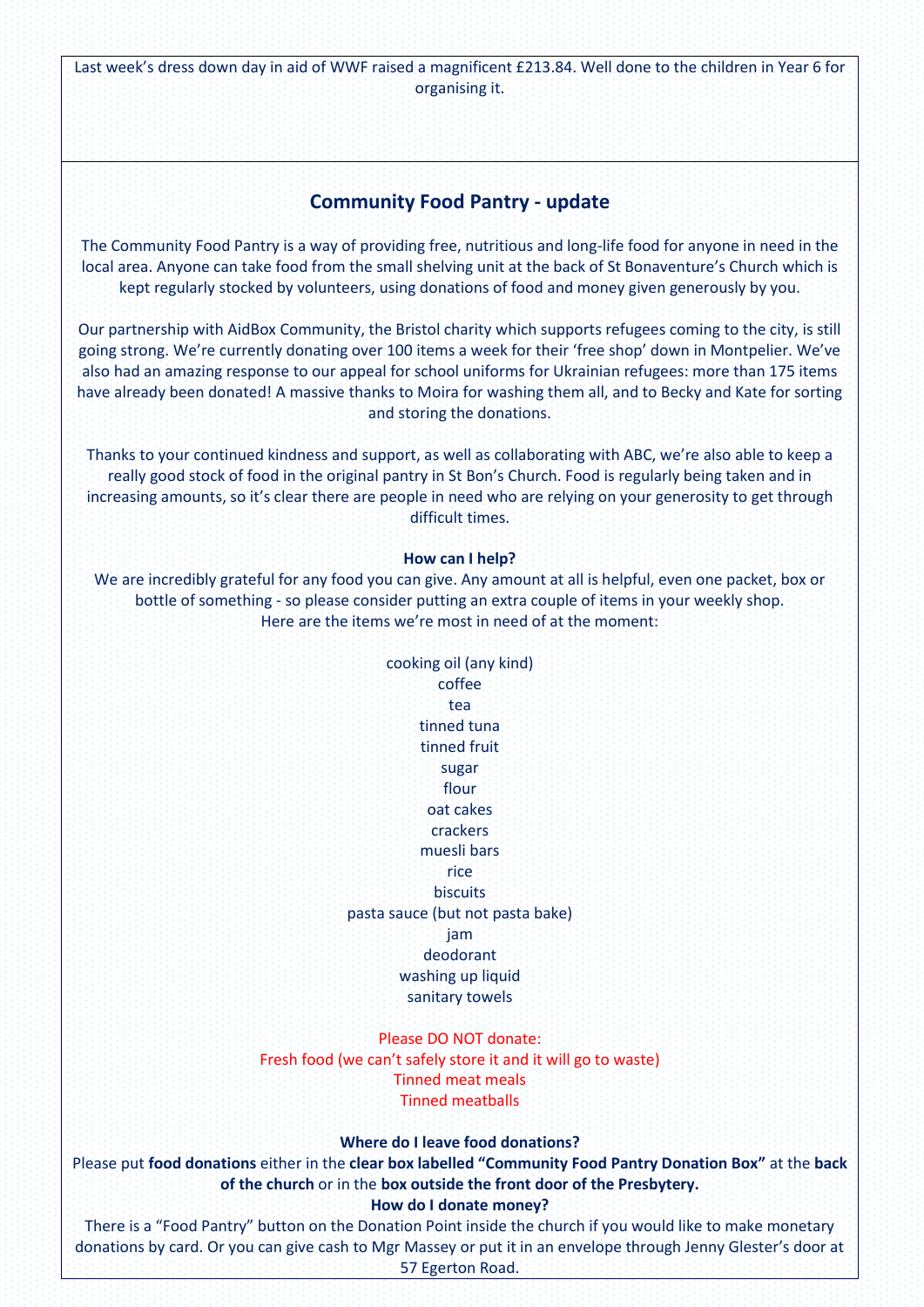Last week's dress down day in aid of WWF raised a magnificent £213.84. Well done to the children in Year 6 for organising it.

## Community Food Pantry - update

The Community Food Pantry is a way of providing free, nutritious and long-life food for anyone in need in the local area. Anyone can take food from the small shelving unit at the back of St Bonaventure's Church which is kept regularly stocked by volunteers, using donations of food and money given generously by you.

Our partnership with AidBox Community, the Bristol charity which supports refugees coming to the city, is still going strong. We're currently donating over 100 items a week for their 'free shop' down in Montpelier. We've also had an amazing response to our appeal for school uniforms for Ukrainian refugees: more than 175 items have already been donated! A massive thanks to Moira for washing them all, and to Becky and Kate for sorting and storing the donations.

Thanks to your continued kindness and support, as well as collaborating with ABC, we're also able to keep a really good stock of food in the original pantry in St Bon's Church. Food is regularly being taken and in increasing amounts, so it's clear there are people in need who are relying on your generosity to get through difficult times.

**How can I help?**

We are incredibly grateful for any food you can give. Any amount at all is helpful, even one packet, box or bottle of something - so please consider putting an extra couple of items in your weekly shop.
Here are the items we're most in need of at the moment:

cooking oil (any kind)
coffee
tea
tinned tuna
tinned fruit
sugar
flour
oat cakes
crackers
muesli bars
rice
biscuits
pasta sauce (but not pasta bake)
jam
deodorant
washing up liquid
sanitary towels

Please DO NOT donate:
Fresh food (we can't safely store it and it will go to waste)
Tinned meat meals
Tinned meatballs

**Where do I leave food donations?**

Please put **food donations** either in the **clear box labelled "Community Food Pantry Donation Box"** at the **back of the church** or in the **box outside the front door of the Presbytery.**

**How do I donate money?**

There is a "Food Pantry" button on the Donation Point inside the church if you would like to make monetary donations by card. Or you can give cash to Mgr Massey or put it in an envelope through Jenny Glester's door at 57 Egerton Road.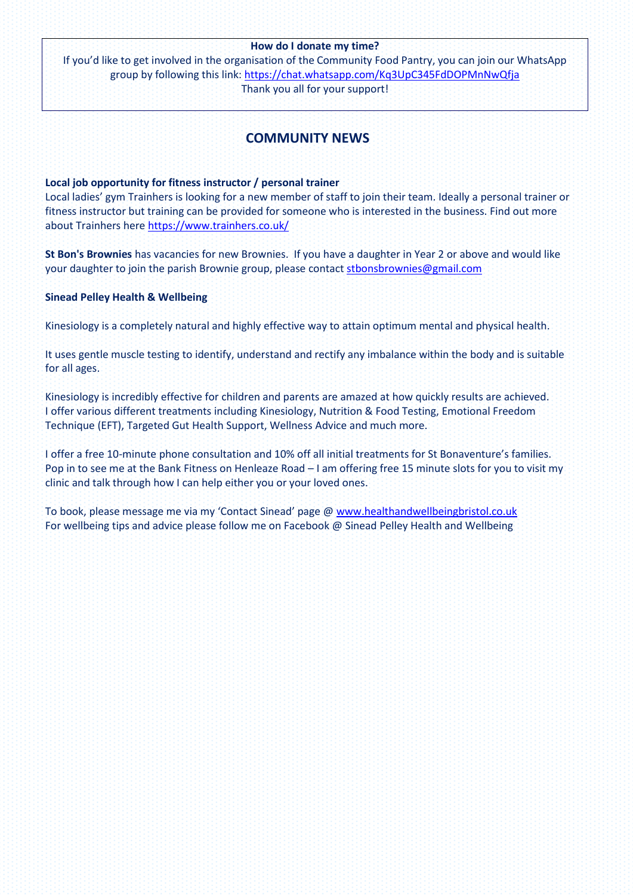**How do I donate my time?**

If you'd like to get involved in the organisation of the Community Food Pantry, you can join our WhatsApp group by following this link: https://chat.whatsapp.com/Kq3UpC345FdDOPMnNwQfja

Thank you all for your support!

## COMMUNITY NEWS

**Local job opportunity for fitness instructor / personal trainer**

Local ladies' gym Trainhers is looking for a new member of staff to join their team. Ideally a personal trainer or fitness instructor but training can be provided for someone who is interested in the business. Find out more about Trainhers here https://www.trainhers.co.uk/

**St Bon's Brownies** has vacancies for new Brownies. If you have a daughter in Year 2 or above and would like your daughter to join the parish Brownie group, please contact stbonsbrownies@gmail.com

**Sinead Pelley Health & Wellbeing**

Kinesiology is a completely natural and highly effective way to attain optimum mental and physical health.

It uses gentle muscle testing to identify, understand and rectify any imbalance within the body and is suitable for all ages.

Kinesiology is incredibly effective for children and parents are amazed at how quickly results are achieved. I offer various different treatments including Kinesiology, Nutrition & Food Testing, Emotional Freedom Technique (EFT), Targeted Gut Health Support, Wellness Advice and much more.

I offer a free 10-minute phone consultation and 10% off all initial treatments for St Bonaventure's families. Pop in to see me at the Bank Fitness on Henleaze Road – I am offering free 15 minute slots for you to visit my clinic and talk through how I can help either you or your loved ones.

To book, please message me via my 'Contact Sinead' page @ www.healthandwellbeingbristol.co.uk
For wellbeing tips and advice please follow me on Facebook @ Sinead Pelley Health and Wellbeing